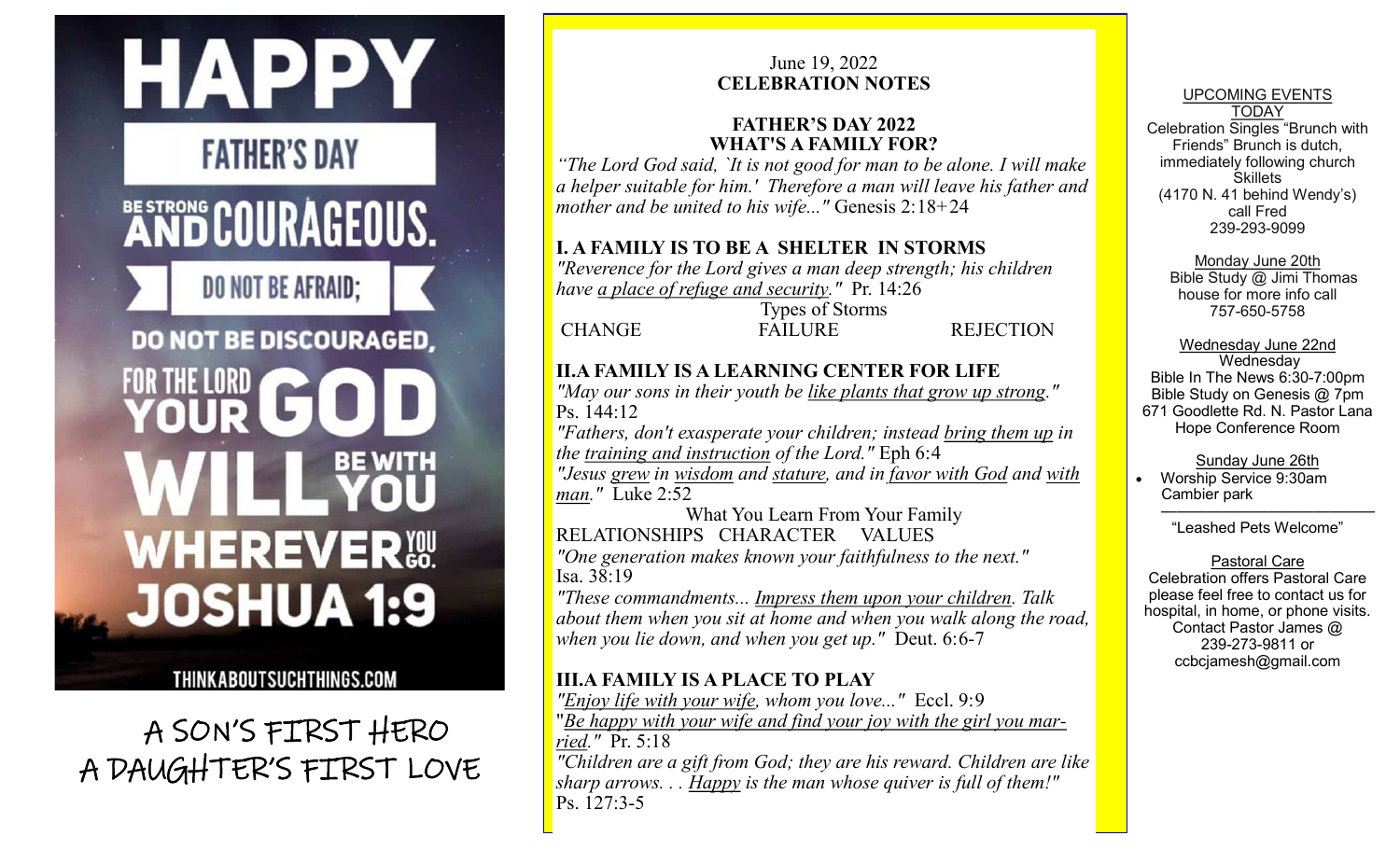HAPPY FATHER'S DAY

BE STRONG AND COURAGEOUS. DO NOT BE AFRAID; DO NOT BE DISCOURAGED, FOR THE LORD YOUR GOD WILL BE WITH YOU WHEREVER YOU GO. JOSHUA 1:9

THINKABOUTSUCHTHINGS.COM

A SON'S FIRST HERO
A DAUGHTER'S FIRST LOVE

June 19, 2022
**CELEBRATION NOTES**

## FATHER'S DAY 2022
## WHAT'S A FAMILY FOR?

*"The Lord God said, `It is not good for man to be alone. I will make a helper suitable for him.' Therefore a man will leave his father and mother and be united to his wife..."* Genesis 2:18+24

### I. A FAMILY IS TO BE A SHELTER IN STORMS

*"Reverence for the Lord gives a man deep strength; his children have a place of refuge and security."* Pr. 14:26

Types of Storms

CHANGE FAILURE REJECTION

### II. A FAMILY IS A LEARNING CENTER FOR LIFE

*"May our sons in their youth be like plants that grow up strong."* Ps. 144:12

*"Fathers, don't exasperate your children; instead bring them up in the training and instruction of the Lord."* Eph 6:4

*"Jesus grew in wisdom and stature, and in favor with God and with man."* Luke 2:52

What You Learn From Your Family

RELATIONSHIPS CHARACTER VALUES

*"One generation makes known your faithfulness to the next."* Isa. 38:19

*"These commandments... Impress them upon your children. Talk about them when you sit at home and when you walk along the road, when you lie down, and when you get up."* Deut. 6:6-7

### III. A FAMILY IS A PLACE TO PLAY

*"Enjoy life with your wife, whom you love..."* Eccl. 9:9

*"Be happy with your wife and find your joy with the girl you married."* Pr. 5:18

*"Children are a gift from God; they are his reward. Children are like sharp arrows. . . Happy is the man whose quiver is full of them!"* Ps. 127:3-5

UPCOMING EVENTS

TODAY

Celebration Singles "Brunch with Friends" Brunch is dutch, immediately following church Skillets (4170 N. 41 behind Wendy's) call Fred 239-293-9099

Monday June 20th

Bible Study @ Jimi Thomas house for more info call 757-650-5758

Wednesday June 22nd

Wednesday
Bible In The News 6:30-7:00pm
Bible Study on Genesis @ 7pm
671 Goodlette Rd. N. Pastor Lana Hope Conference Room

Sunday June 26th

- Worship Service 9:30am Cambier park

"Leashed Pets Welcome"

Pastoral Care

Celebration offers Pastoral Care please feel free to contact us for hospital, in home, or phone visits. Contact Pastor James @ 239-273-9811 or ccbcjamesh@gmail.com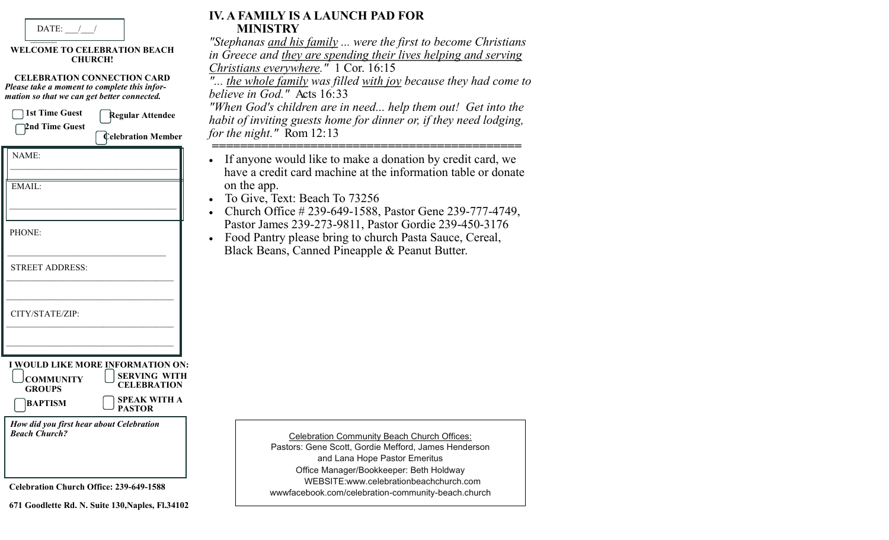DATE: ___/___/

**WELCOME TO CELEBRATION BEACH CHURCH!**

**CELEBRATION CONNECTION CARD**

***Please take a moment to complete this information so that we can get better connected.***

- ☐ **1st Time Guest**
- ☐ **Regular Attendee**
- ☐ **2nd Time Guest**
- ☐ **Celebration Member**

NAME: ______________________________

EMAIL: ______________________________

PHONE: ______________________________

STREET ADDRESS: ______________________________

______________________________

CITY/STATE/ZIP: ______________________________

______________________________

**I WOULD LIKE MORE INFORMATION ON:**

- ☐ **COMMUNITY GROUPS**
- ☐ **SERVING WITH CELEBRATION**
- ☐ **BAPTISM**
- ☐ **SPEAK WITH A PASTOR**

***How did you first hear about Celebration Beach Church?***

**Celebration Church Office: 239-649-1588**

**671 Goodlette Rd. N. Suite 130,Naples, Fl.34102**

## IV. A FAMILY IS A LAUNCH PAD FOR MINISTRY

*"Stephanas and his family ... were the first to become Christians in Greece and they are spending their lives helping and serving Christians everywhere."* 1 Cor. 16:15

*"... the whole family was filled with joy because they had come to believe in God."* Acts 16:33

*"When God's children are in need... help them out! Get into the habit of inviting guests home for dinner or, if they need lodging, for the night."* Rom 12:13

==========================================

- If anyone would like to make a donation by credit card, we have a credit card machine at the information table or donate on the app.
- To Give, Text: Beach To 73256
- Church Office # 239-649-1588, Pastor Gene 239-777-4749, Pastor James 239-273-9811, Pastor Gordie 239-450-3176
- Food Pantry please bring to church Pasta Sauce, Cereal, Black Beans, Canned Pineapple & Peanut Butter.

Celebration Community Beach Church Offices:
Pastors: Gene Scott, Gordie Mefford, James Henderson and Lana Hope Pastor Emeritus
Office Manager/Bookkeeper: Beth Holdway
WEBSITE:www.celebrationbeachchurch.com
wwwfacebook.com/celebration-community-beach.church